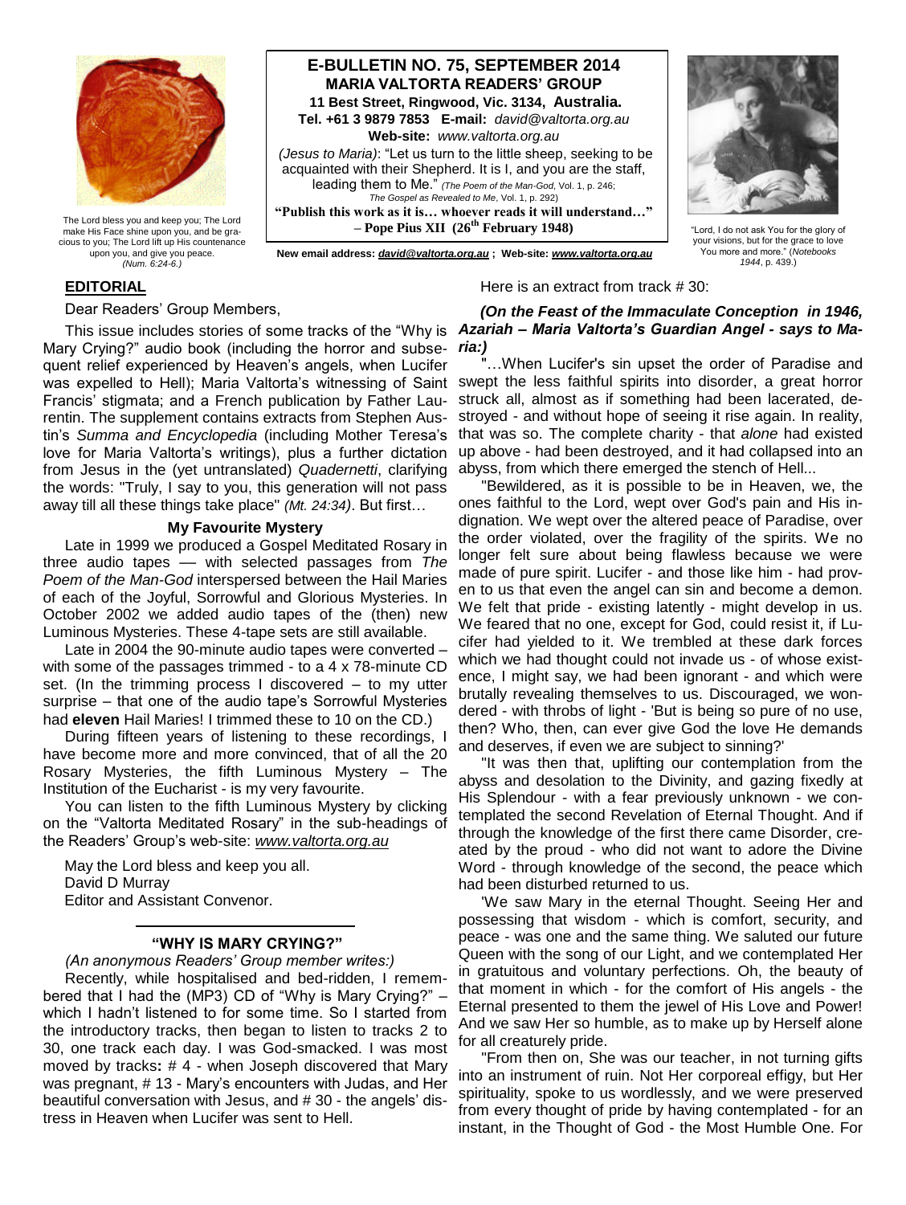The Lord bless you and keep you; The Lord make His Face shine upon you, and be gracious to you; The Lord lift up His countenance upon you, and give you peace. *(Num. 6:24-6.)*

**E-BULLETIN NO. 75, SEPTEMBER 2014**
**MARIA VALTORTA READERS' GROUP**
**11 Best Street, Ringwood, Vic. 3134, Australia.**
**Tel. +61 3 9879 7853 E-mail:** *david@valtorta.org.au*
**Web-site:** *www.valtorta.org.au*

*(Jesus to Maria)*: "Let us turn to the little sheep, seeking to be acquainted with their Shepherd. It is I, and you are the staff, leading them to Me." *(The Poem of the Man-God*, Vol. 1, p. 246; *The Gospel as Revealed to Me*, Vol. 1, p. 292)

**"Publish this work as it is… whoever reads it will understand…" – Pope Pius XII (26th February 1948)**

**New email address: *david@valtorta.org.au* ; Web-site: *www.valtorta.org.au***

"Lord, I do not ask You for the glory of your visions, but for the grace to love You more and more." (*Notebooks 1944*, p. 439.)

## EDITORIAL

Dear Readers' Group Members,

This issue includes stories of some tracks of the "Why is Mary Crying?" audio book (including the horror and subsequent relief experienced by Heaven's angels, when Lucifer was expelled to Hell); Maria Valtorta's witnessing of Saint Francis' stigmata; and a French publication by Father Laurentin. The supplement contains extracts from Stephen Austin's *Summa and Encyclopedia* (including Mother Teresa's love for Maria Valtorta's writings), plus a further dictation from Jesus in the (yet untranslated) *Quadernetti*, clarifying the words: "Truly, I say to you, this generation will not pass away till all these things take place" *(Mt. 24:34)*. But first…

### My Favourite Mystery

Late in 1999 we produced a Gospel Meditated Rosary in three audio tapes — with selected passages from *The Poem of the Man-God* interspersed between the Hail Maries of each of the Joyful, Sorrowful and Glorious Mysteries. In October 2002 we added audio tapes of the (then) new Luminous Mysteries. These 4-tape sets are still available.

Late in 2004 the 90-minute audio tapes were converted – with some of the passages trimmed - to a 4 x 78-minute CD set. (In the trimming process I discovered – to my utter surprise – that one of the audio tape's Sorrowful Mysteries had **eleven** Hail Maries! I trimmed these to 10 on the CD.)

During fifteen years of listening to these recordings, I have become more and more convinced, that of all the 20 Rosary Mysteries, the fifth Luminous Mystery – The Institution of the Eucharist - is my very favourite.

You can listen to the fifth Luminous Mystery by clicking on the "Valtorta Meditated Rosary" in the sub-headings of the Readers' Group's web-site: *www.valtorta.org.au*

May the Lord bless and keep you all.
David D Murray
Editor and Assistant Convenor.

---

### "WHY IS MARY CRYING?"

*(An anonymous Readers' Group member writes:)*

Recently, while hospitalised and bed-ridden, I remembered that I had the (MP3) CD of "Why is Mary Crying?" – which I hadn't listened to for some time. So I started from the introductory tracks, then began to listen to tracks 2 to 30, one track each day. I was God-smacked. I was most moved by tracks**:** # 4 - when Joseph discovered that Mary was pregnant, # 13 - Mary's encounters with Judas, and Her beautiful conversation with Jesus, and # 30 - the angels' distress in Heaven when Lucifer was sent to Hell.

Here is an extract from track # 30:

***(On the Feast of the Immaculate Conception in 1946, Azariah – Maria Valtorta's Guardian Angel - says to Maria:)***

"…When Lucifer's sin upset the order of Paradise and swept the less faithful spirits into disorder, a great horror struck all, almost as if something had been lacerated, destroyed - and without hope of seeing it rise again. In reality, that was so. The complete charity - that *alone* had existed up above - had been destroyed, and it had collapsed into an abyss, from which there emerged the stench of Hell...

"Bewildered, as it is possible to be in Heaven, we, the ones faithful to the Lord, wept over God's pain and His indignation. We wept over the altered peace of Paradise, over the order violated, over the fragility of the spirits. We no longer felt sure about being flawless because we were made of pure spirit. Lucifer - and those like him - had proven to us that even the angel can sin and become a demon. We felt that pride - existing latently - might develop in us. We feared that no one, except for God, could resist it, if Lucifer had yielded to it. We trembled at these dark forces which we had thought could not invade us - of whose existence, I might say, we had been ignorant - and which were brutally revealing themselves to us. Discouraged, we wondered - with throbs of light - 'But is being so pure of no use, then? Who, then, can ever give God the love He demands and deserves, if even we are subject to sinning?'

"It was then that, uplifting our contemplation from the abyss and desolation to the Divinity, and gazing fixedly at His Splendour - with a fear previously unknown - we contemplated the second Revelation of Eternal Thought. And if through the knowledge of the first there came Disorder, created by the proud - who did not want to adore the Divine Word - through knowledge of the second, the peace which had been disturbed returned to us.

'We saw Mary in the eternal Thought. Seeing Her and possessing that wisdom - which is comfort, security, and peace - was one and the same thing. We saluted our future Queen with the song of our Light, and we contemplated Her in gratuitous and voluntary perfections. Oh, the beauty of that moment in which - for the comfort of His angels - the Eternal presented to them the jewel of His Love and Power! And we saw Her so humble, as to make up by Herself alone for all creaturely pride.

"From then on, She was our teacher, in not turning gifts into an instrument of ruin. Not Her corporeal effigy, but Her spirituality, spoke to us wordlessly, and we were preserved from every thought of pride by having contemplated - for an instant, in the Thought of God - the Most Humble One. For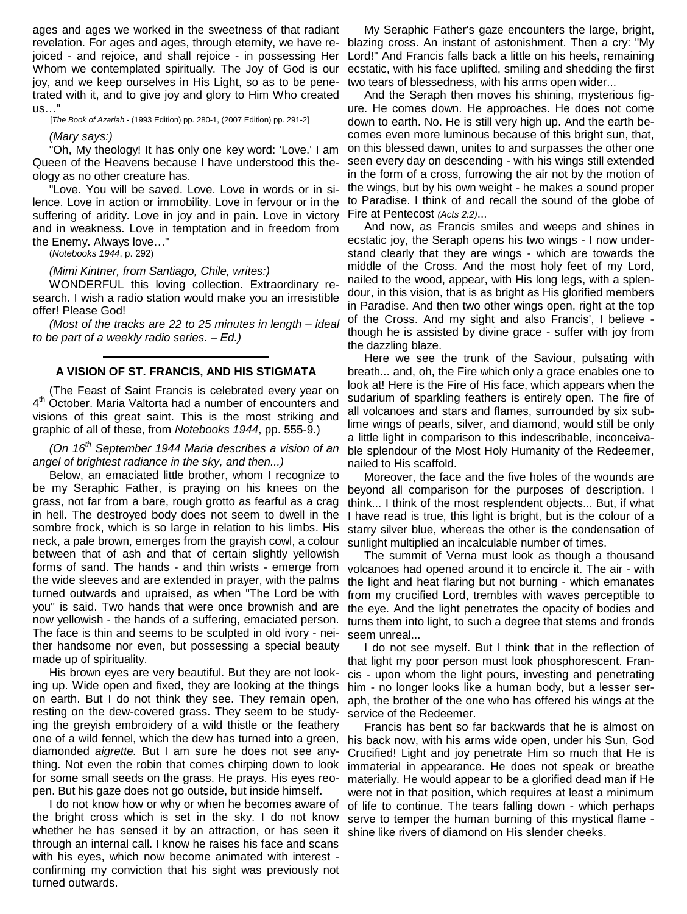ages and ages we worked in the sweetness of that radiant revelation. For ages and ages, through eternity, we have rejoiced - and rejoice, and shall rejoice - in possessing Her Whom we contemplated spiritually. The Joy of God is our joy, and we keep ourselves in His Light, so as to be penetrated with it, and to give joy and glory to Him Who created us…"

[*The Book of Azariah* - (1993 Edition) pp. 280-1, (2007 Edition) pp. 291-2]

*(Mary says:)*

"Oh, My theology! It has only one key word: 'Love.' I am Queen of the Heavens because I have understood this theology as no other creature has.

"Love. You will be saved. Love. Love in words or in silence. Love in action or immobility. Love in fervour or in the suffering of aridity. Love in joy and in pain. Love in victory and in weakness. Love in temptation and in freedom from the Enemy. Always love…"

(*Notebooks 1944*, p. 292)

*(Mimi Kintner, from Santiago, Chile, writes:)*

WONDERFUL this loving collection. Extraordinary research. I wish a radio station would make you an irresistible offer! Please God!

*(Most of the tracks are 22 to 25 minutes in length – ideal to be part of a weekly radio series. – Ed.)*

---

### A VISION OF ST. FRANCIS, AND HIS STIGMATA

(The Feast of Saint Francis is celebrated every year on 4th October. Maria Valtorta had a number of encounters and visions of this great saint. This is the most striking and graphic of all of these, from *Notebooks 1944*, pp. 555-9.)

*(On 16th September 1944 Maria describes a vision of an angel of brightest radiance in the sky, and then...)*

Below, an emaciated little brother, whom I recognize to be my Seraphic Father, is praying on his knees on the grass, not far from a bare, rough grotto as fearful as a crag in hell. The destroyed body does not seem to dwell in the sombre frock, which is so large in relation to his limbs. His neck, a pale brown, emerges from the grayish cowl, a colour between that of ash and that of certain slightly yellowish forms of sand. The hands - and thin wrists - emerge from the wide sleeves and are extended in prayer, with the palms turned outwards and upraised, as when "The Lord be with you" is said. Two hands that were once brownish and are now yellowish - the hands of a suffering, emaciated person. The face is thin and seems to be sculpted in old ivory - neither handsome nor even, but possessing a special beauty made up of spirituality.

His brown eyes are very beautiful. But they are not looking up. Wide open and fixed, they are looking at the things on earth. But I do not think they see. They remain open, resting on the dew-covered grass. They seem to be studying the greyish embroidery of a wild thistle or the feathery one of a wild fennel, which the dew has turned into a green, diamonded *aigrette.* But I am sure he does not see anything. Not even the robin that comes chirping down to look for some small seeds on the grass. He prays. His eyes reopen. But his gaze does not go outside, but inside himself.

I do not know how or why or when he becomes aware of the bright cross which is set in the sky. I do not know whether he has sensed it by an attraction, or has seen it through an internal call. I know he raises his face and scans with his eyes, which now become animated with interest - confirming my conviction that his sight was previously not turned outwards.

My Seraphic Father's gaze encounters the large, bright, blazing cross. An instant of astonishment. Then a cry: "My Lord!" And Francis falls back a little on his heels, remaining ecstatic, with his face uplifted, smiling and shedding the first two tears of blessedness, with his arms open wider...

And the Seraph then moves his shining, mysterious figure. He comes down. He approaches. He does not come down to earth. No. He is still very high up. And the earth becomes even more luminous because of this bright sun, that, on this blessed dawn, unites to and surpasses the other one seen every day on descending - with his wings still extended in the form of a cross, furrowing the air not by the motion of the wings, but by his own weight - he makes a sound proper to Paradise. I think of and recall the sound of the globe of Fire at Pentecost *(Acts 2:2)*...

And now, as Francis smiles and weeps and shines in ecstatic joy, the Seraph opens his two wings - I now understand clearly that they are wings - which are towards the middle of the Cross. And the most holy feet of my Lord, nailed to the wood, appear, with His long legs, with a splendour, in this vision, that is as bright as His glorified members in Paradise. And then two other wings open, right at the top of the Cross. And my sight and also Francis', I believe - though he is assisted by divine grace - suffer with joy from the dazzling blaze.

Here we see the trunk of the Saviour, pulsating with breath... and, oh, the Fire which only a grace enables one to look at! Here is the Fire of His face, which appears when the sudarium of sparkling feathers is entirely open. The fire of all volcanoes and stars and flames, surrounded by six sublime wings of pearls, silver, and diamond, would still be only a little light in comparison to this indescribable, inconceivable splendour of the Most Holy Humanity of the Redeemer, nailed to His scaffold.

Moreover, the face and the five holes of the wounds are beyond all comparison for the purposes of description. I think... I think of the most resplendent objects... But, if what I have read is true, this light is bright, but is the colour of a starry silver blue, whereas the other is the condensation of sunlight multiplied an incalculable number of times.

The summit of Verna must look as though a thousand volcanoes had opened around it to encircle it. The air - with the light and heat flaring but not burning - which emanates from my crucified Lord, trembles with waves perceptible to the eye. And the light penetrates the opacity of bodies and turns them into light, to such a degree that stems and fronds seem unreal...

I do not see myself. But I think that in the reflection of that light my poor person must look phosphorescent. Francis - upon whom the light pours, investing and penetrating him - no longer looks like a human body, but a lesser seraph, the brother of the one who has offered his wings at the service of the Redeemer.

Francis has bent so far backwards that he is almost on his back now, with his arms wide open, under his Sun, God Crucified! Light and joy penetrate Him so much that He is immaterial in appearance. He does not speak or breathe materially. He would appear to be a glorified dead man if He were not in that position, which requires at least a minimum of life to continue. The tears falling down - which perhaps serve to temper the human burning of this mystical flame - shine like rivers of diamond on His slender cheeks.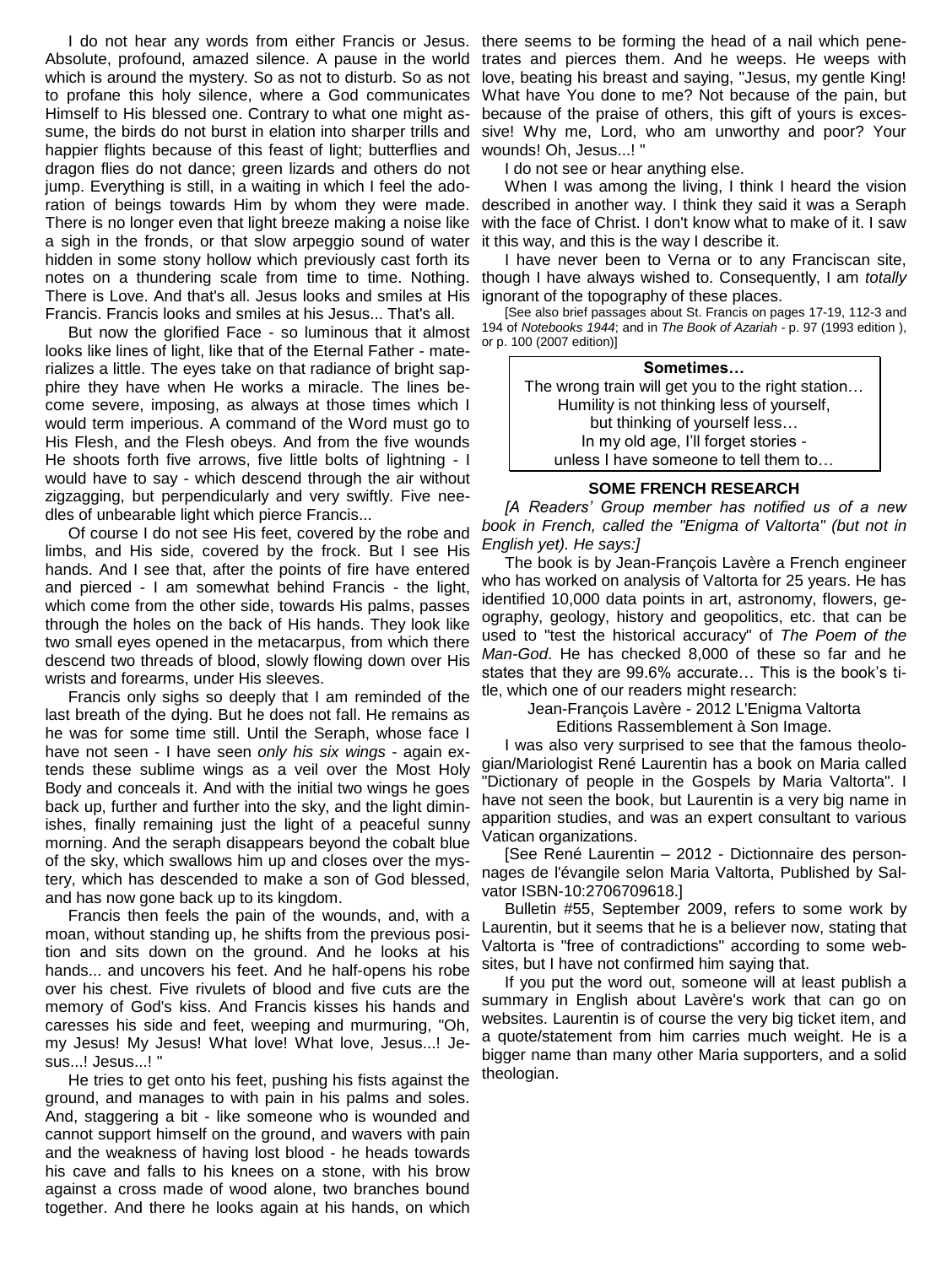I do not hear any words from either Francis or Jesus. Absolute, profound, amazed silence. A pause in the world which is around the mystery. So as not to disturb. So as not to profane this holy silence, where a God communicates Himself to His blessed one. Contrary to what one might assume, the birds do not burst in elation into sharper trills and happier flights because of this feast of light; butterflies and dragon flies do not dance; green lizards and others do not jump. Everything is still, in a waiting in which I feel the adoration of beings towards Him by whom they were made. There is no longer even that light breeze making a noise like a sigh in the fronds, or that slow arpeggio sound of water hidden in some stony hollow which previously cast forth its notes on a thundering scale from time to time. Nothing. There is Love. And that's all. Jesus looks and smiles at His Francis. Francis looks and smiles at his Jesus... That's all.

But now the glorified Face - so luminous that it almost looks like lines of light, like that of the Eternal Father - materializes a little. The eyes take on that radiance of bright sapphire they have when He works a miracle. The lines become severe, imposing, as always at those times which I would term imperious. A command of the Word must go to His Flesh, and the Flesh obeys. And from the five wounds He shoots forth five arrows, five little bolts of lightning - I would have to say - which descend through the air without zigzagging, but perpendicularly and very swiftly. Five needles of unbearable light which pierce Francis...

Of course I do not see His feet, covered by the robe and limbs, and His side, covered by the frock. But I see His hands. And I see that, after the points of fire have entered and pierced - I am somewhat behind Francis - the light, which come from the other side, towards His palms, passes through the holes on the back of His hands. They look like two small eyes opened in the metacarpus, from which there descend two threads of blood, slowly flowing down over His wrists and forearms, under His sleeves.

Francis only sighs so deeply that I am reminded of the last breath of the dying. But he does not fall. He remains as he was for some time still. Until the Seraph, whose face I have not seen - I have seen *only his six wings* - again extends these sublime wings as a veil over the Most Holy Body and conceals it. And with the initial two wings he goes back up, further and further into the sky, and the light diminishes, finally remaining just the light of a peaceful sunny morning. And the seraph disappears beyond the cobalt blue of the sky, which swallows him up and closes over the mystery, which has descended to make a son of God blessed, and has now gone back up to its kingdom.

Francis then feels the pain of the wounds, and, with a moan, without standing up, he shifts from the previous position and sits down on the ground. And he looks at his hands... and uncovers his feet. And he half-opens his robe over his chest. Five rivulets of blood and five cuts are the memory of God's kiss. And Francis kisses his hands and caresses his side and feet, weeping and murmuring, "Oh, my Jesus! My Jesus! What love! What love, Jesus...! Jesus...! Jesus...! "

He tries to get onto his feet, pushing his fists against the ground, and manages to with pain in his palms and soles. And, staggering a bit - like someone who is wounded and cannot support himself on the ground, and wavers with pain and the weakness of having lost blood - he heads towards his cave and falls to his knees on a stone, with his brow against a cross made of wood alone, two branches bound together. And there he looks again at his hands, on which there seems to be forming the head of a nail which penetrates and pierces them. And he weeps. He weeps with love, beating his breast and saying, "Jesus, my gentle King! What have You done to me? Not because of the pain, but because of the praise of others, this gift of yours is excessive! Why me, Lord, who am unworthy and poor? Your wounds! Oh, Jesus...! "

I do not see or hear anything else.

When I was among the living, I think I heard the vision described in another way. I think they said it was a Seraph with the face of Christ. I don't know what to make of it. I saw it this way, and this is the way I describe it.

I have never been to Verna or to any Franciscan site, though I have always wished to. Consequently, I am *totally* ignorant of the topography of these places.

[See also brief passages about St. Francis on pages 17-19, 112-3 and 194 of *Notebooks 1944*; and in *The Book of Azariah* - p. 97 (1993 edition ), or p. 100 (2007 edition)]

**Sometimes…**
The wrong train will get you to the right station…
Humility is not thinking less of yourself,
but thinking of yourself less…
In my old age, I'll forget stories -
unless I have someone to tell them to…

## SOME FRENCH RESEARCH

*[A Readers' Group member has notified us of a new book in French, called the "Enigma of Valtorta" (but not in English yet). He says:]*

The book is by Jean-François Lavère a French engineer who has worked on analysis of Valtorta for 25 years. He has identified 10,000 data points in art, astronomy, flowers, geography, geology, history and geopolitics, etc. that can be used to "test the historical accuracy" of *The Poem of the Man-God*. He has checked 8,000 of these so far and he states that they are 99.6% accurate… This is the book's title, which one of our readers might research:

Jean-François Lavère - 2012 L'Enigma Valtorta
Editions Rassemblement à Son Image.

I was also very surprised to see that the famous theologian/Mariologist René Laurentin has a book on Maria called "Dictionary of people in the Gospels by Maria Valtorta". I have not seen the book, but Laurentin is a very big name in apparition studies, and was an expert consultant to various Vatican organizations.

[See René Laurentin – 2012 - Dictionnaire des personnages de l'évangile selon Maria Valtorta, Published by Salvator ISBN-10:2706709618.]

Bulletin #55, September 2009, refers to some work by Laurentin, but it seems that he is a believer now, stating that Valtorta is "free of contradictions" according to some websites, but I have not confirmed him saying that.

If you put the word out, someone will at least publish a summary in English about Lavère's work that can go on websites. Laurentin is of course the very big ticket item, and a quote/statement from him carries much weight. He is a bigger name than many other Maria supporters, and a solid theologian.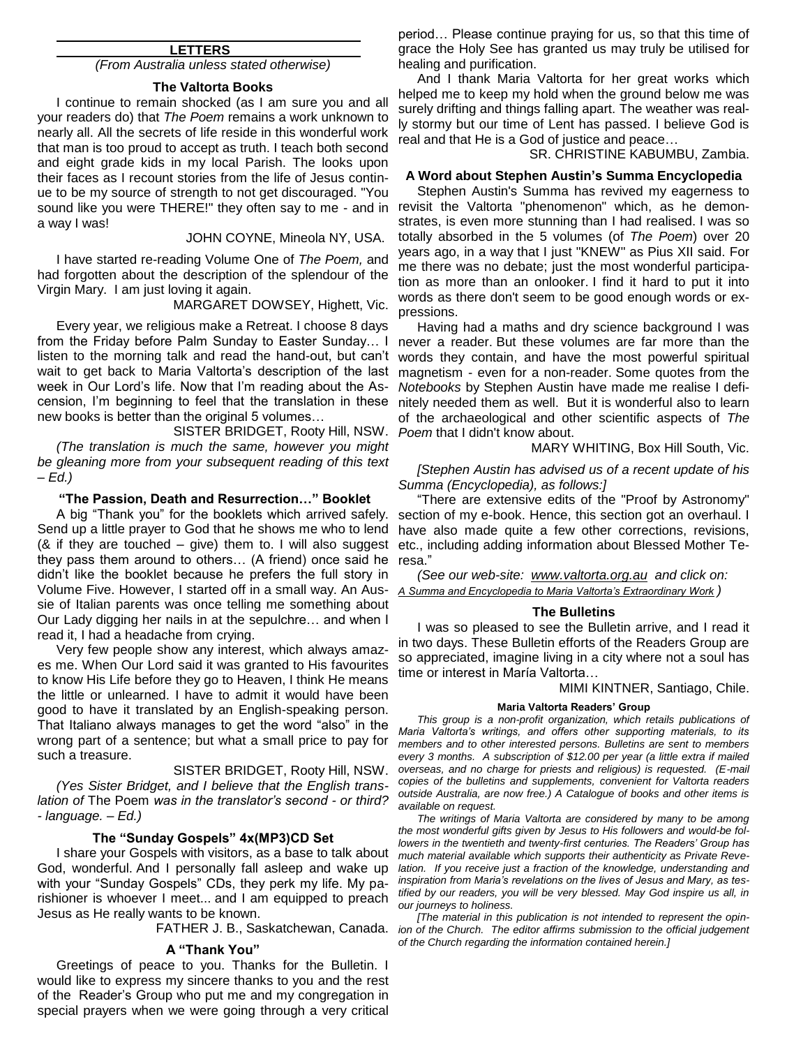## LETTERS

*(From Australia unless stated otherwise)*

### The Valtorta Books

I continue to remain shocked (as I am sure you and all your readers do) that *The Poem* remains a work unknown to nearly all. All the secrets of life reside in this wonderful work that man is too proud to accept as truth. I teach both second and eight grade kids in my local Parish. The looks upon their faces as I recount stories from the life of Jesus continue to be my source of strength to not get discouraged. "You sound like you were THERE!" they often say to me - and in a way I was!

JOHN COYNE, Mineola NY, USA.

I have started re-reading Volume One of *The Poem,* and had forgotten about the description of the splendour of the Virgin Mary. I am just loving it again.

MARGARET DOWSEY, Highett, Vic.

Every year, we religious make a Retreat. I choose 8 days from the Friday before Palm Sunday to Easter Sunday… I listen to the morning talk and read the hand-out, but can't wait to get back to Maria Valtorta's description of the last week in Our Lord's life. Now that I'm reading about the Ascension, I'm beginning to feel that the translation in these new books is better than the original 5 volumes…

SISTER BRIDGET, Rooty Hill, NSW.

*(The translation is much the same, however you might be gleaning more from your subsequent reading of this text – Ed.)*

### "The Passion, Death and Resurrection…" Booklet

A big "Thank you" for the booklets which arrived safely. Send up a little prayer to God that he shows me who to lend (& if they are touched – give) them to. I will also suggest they pass them around to others… (A friend) once said he didn't like the booklet because he prefers the full story in Volume Five. However, I started off in a small way. An Aussie of Italian parents was once telling me something about Our Lady digging her nails in at the sepulchre… and when I read it, I had a headache from crying.

Very few people show any interest, which always amazes me. When Our Lord said it was granted to His favourites to know His Life before they go to Heaven, I think He means the little or unlearned. I have to admit it would have been good to have it translated by an English-speaking person. That Italiano always manages to get the word "also" in the wrong part of a sentence; but what a small price to pay for such a treasure.

SISTER BRIDGET, Rooty Hill, NSW.

*(Yes Sister Bridget, and I believe that the English translation of* The Poem *was in the translator's second - or third? - language. – Ed.)*

### The "Sunday Gospels" 4x(MP3)CD Set

I share your Gospels with visitors, as a base to talk about God, wonderful. And I personally fall asleep and wake up with your "Sunday Gospels" CDs, they perk my life. My parishioner is whoever I meet... and I am equipped to preach Jesus as He really wants to be known.

FATHER J. B., Saskatchewan, Canada.

### A "Thank You"

Greetings of peace to you. Thanks for the Bulletin. I would like to express my sincere thanks to you and the rest of the Reader's Group who put me and my congregation in special prayers when we were going through a very critical period… Please continue praying for us, so that this time of grace the Holy See has granted us may truly be utilised for healing and purification.

And I thank Maria Valtorta for her great works which helped me to keep my hold when the ground below me was surely drifting and things falling apart. The weather was really stormy but our time of Lent has passed. I believe God is real and that He is a God of justice and peace…

SR. CHRISTINE KABUMBU, Zambia.

### A Word about Stephen Austin's Summa Encyclopedia

Stephen Austin's Summa has revived my eagerness to revisit the Valtorta "phenomenon" which, as he demonstrates, is even more stunning than I had realised. I was so totally absorbed in the 5 volumes (of *The Poem*) over 20 years ago, in a way that I just "KNEW" as Pius XII said. For me there was no debate; just the most wonderful participation as more than an onlooker. I find it hard to put it into words as there don't seem to be good enough words or expressions.

Having had a maths and dry science background I was never a reader. But these volumes are far more than the words they contain, and have the most powerful spiritual magnetism - even for a non-reader. Some quotes from the *Notebooks* by Stephen Austin have made me realise I definitely needed them as well. But it is wonderful also to learn of the archaeological and other scientific aspects of *The Poem* that I didn't know about.

MARY WHITING, Box Hill South, Vic.

*[Stephen Austin has advised us of a recent update of his Summa (Encyclopedia), as follows:]*

"There are extensive edits of the "Proof by Astronomy" section of my e-book. Hence, this section got an overhaul. I have also made quite a few other corrections, revisions, etc., including adding information about Blessed Mother Teresa."

*(See our web-site: www.valtorta.org.au and click on: A Summa and Encyclopedia to Maria Valtorta's Extraordinary Work )*

### The Bulletins

I was so pleased to see the Bulletin arrive, and I read it in two days. These Bulletin efforts of the Readers Group are so appreciated, imagine living in a city where not a soul has time or interest in María Valtorta…

MIMI KINTNER, Santiago, Chile.

#### Maria Valtorta Readers' Group

*This group is a non-profit organization, which retails publications of Maria Valtorta's writings, and offers other supporting materials, to its members and to other interested persons. Bulletins are sent to members every 3 months. A subscription of $12.00 per year (a little extra if mailed overseas, and no charge for priests and religious) is requested. (E-mail copies of the bulletins and supplements, convenient for Valtorta readers outside Australia, are now free.) A Catalogue of books and other items is available on request.*

*The writings of Maria Valtorta are considered by many to be among the most wonderful gifts given by Jesus to His followers and would-be followers in the twentieth and twenty-first centuries. The Readers' Group has much material available which supports their authenticity as Private Revelation. If you receive just a fraction of the knowledge, understanding and inspiration from Maria's revelations on the lives of Jesus and Mary, as testified by our readers, you will be very blessed. May God inspire us all, in our journeys to holiness.*

*[The material in this publication is not intended to represent the opinion of the Church. The editor affirms submission to the official judgement of the Church regarding the information contained herein.]*